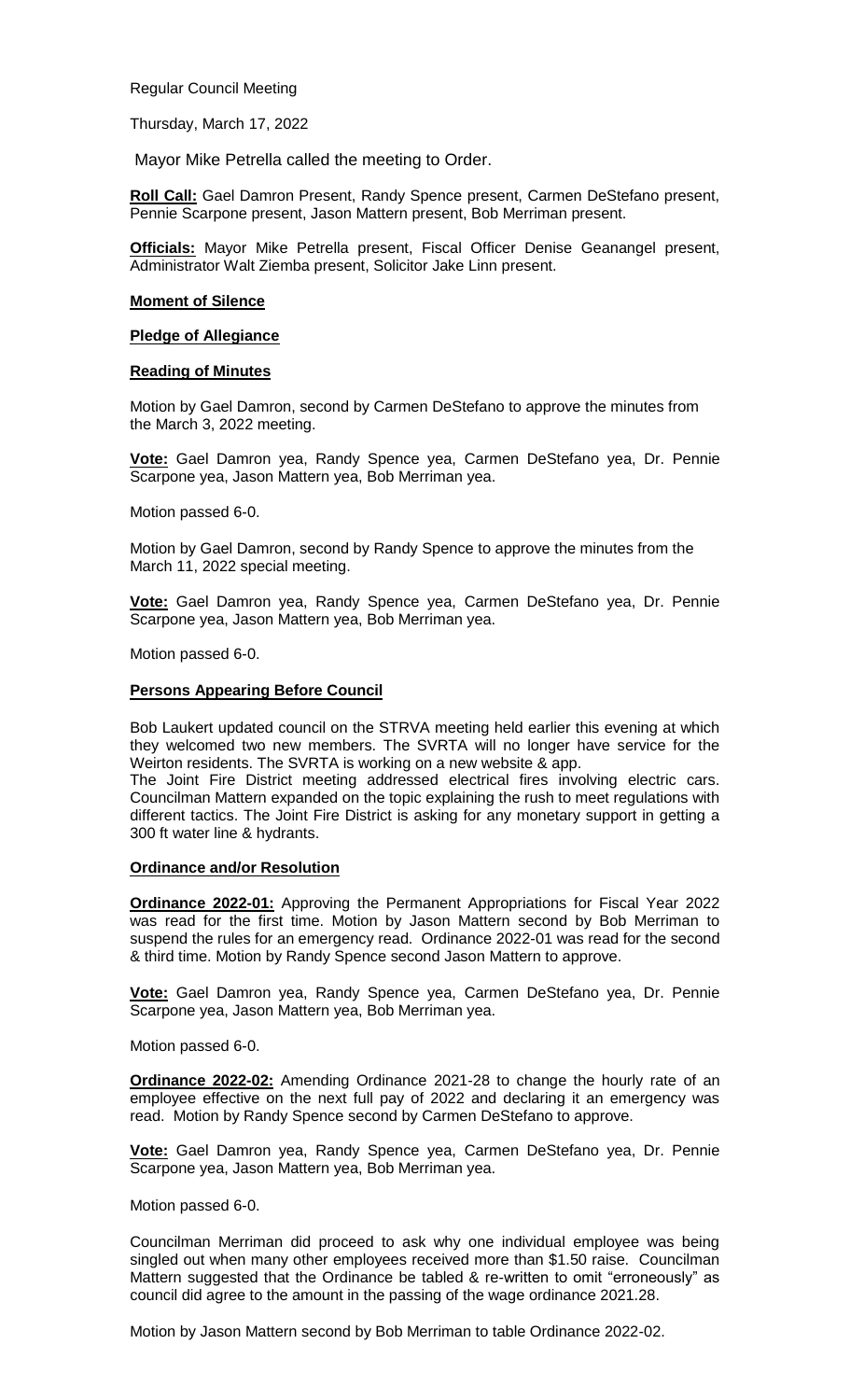Regular Council Meeting

Thursday, March 17, 2022

Mayor Mike Petrella called the meeting to Order.

**Roll Call:** Gael Damron Present, Randy Spence present, Carmen DeStefano present, Pennie Scarpone present, Jason Mattern present, Bob Merriman present.

**Officials:** Mayor Mike Petrella present, Fiscal Officer Denise Geanangel present, Administrator Walt Ziemba present, Solicitor Jake Linn present.

**Moment of Silence**

**Pledge of Allegiance**

**Reading of Minutes**

Motion by Gael Damron, second by Carmen DeStefano to approve the minutes from the March 3, 2022 meeting.

**Vote:** Gael Damron yea, Randy Spence yea, Carmen DeStefano yea, Dr. Pennie Scarpone yea, Jason Mattern yea, Bob Merriman yea.

Motion passed 6-0.

Motion by Gael Damron, second by Randy Spence to approve the minutes from the March 11, 2022 special meeting.

**Vote:** Gael Damron yea, Randy Spence yea, Carmen DeStefano yea, Dr. Pennie Scarpone yea, Jason Mattern yea, Bob Merriman yea.

Motion passed 6-0.

**Persons Appearing Before Council**

Bob Laukert updated council on the STRVA meeting held earlier this evening at which they welcomed two new members. The SVRTA will no longer have service for the Weirton residents. The SVRTA is working on a new website & app.
The Joint Fire District meeting addressed electrical fires involving electric cars. Councilman Mattern expanded on the topic explaining the rush to meet regulations with different tactics. The Joint Fire District is asking for any monetary support in getting a 300 ft water line & hydrants.

**Ordinance and/or Resolution**

**Ordinance 2022-01:** Approving the Permanent Appropriations for Fiscal Year 2022 was read for the first time. Motion by Jason Mattern second by Bob Merriman to suspend the rules for an emergency read. Ordinance 2022-01 was read for the second & third time. Motion by Randy Spence second Jason Mattern to approve.

**Vote:** Gael Damron yea, Randy Spence yea, Carmen DeStefano, Dr. Pennie Scarpone yea, Jason Mattern yea, Bob Merriman yea.

Motion passed 6-0.

**Ordinance 2022-02:** Amending Ordinance 2021-28 to change the hourly rate of an employee effective on the next full pay of 2022 and declaring it an emergency was read. Motion by Randy Spence second by Carmen DeStefano to approve.

**Vote:** Gael Damron yea, Randy Spence yea, Carmen DeStefano yea, Dr. Pennie Scarpone yea, Jason Mattern yea, Bob Merriman yea.

Motion passed 6-0.

Councilman Merriman did proceed to ask why one individual employee was being singled out when many other employees received more than $1.50 raise. Councilman Mattern suggested that the Ordinance be tabled & re-written to omit "erroneously" as council did agree to the amount in the passing of the wage ordinance 2021.28.

Motion by Jason Mattern second by Bob Merriman to table Ordinance 2022-02.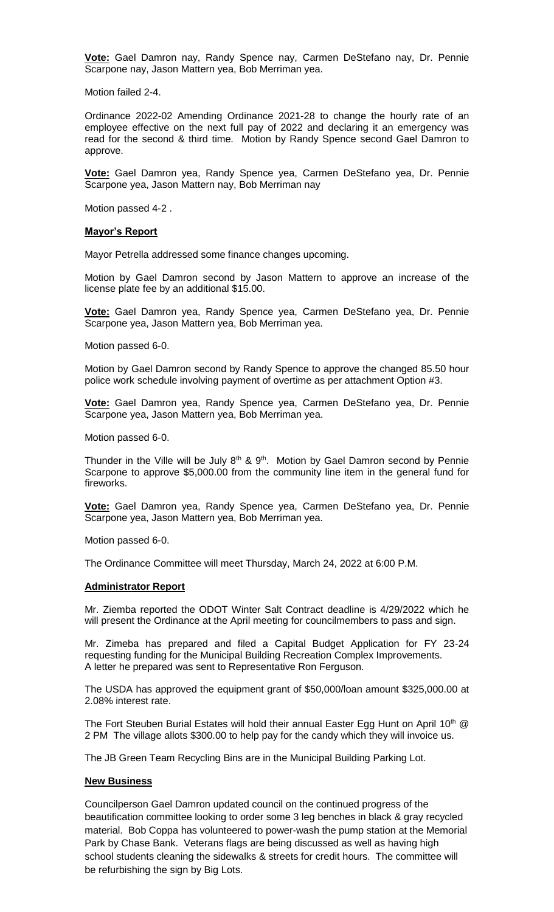**Vote:** Gael Damron nay, Randy Spence nay, Carmen DeStefano nay, Dr. Pennie Scarpone nay, Jason Mattern yea, Bob Merriman yea.

Motion failed 2-4.

Ordinance 2022-02 Amending Ordinance 2021-28 to change the hourly rate of an employee effective on the next full pay of 2022 and declaring it an emergency was read for the second & third time. Motion by Randy Spence second Gael Damron to approve.

**Vote:** Gael Damron yea, Randy Spence yea, Carmen DeStefano yea, Dr. Pennie Scarpone yea, Jason Mattern nay, Bob Merriman nay

Motion passed 4-2 .

## Mayor's Report

Mayor Petrella addressed some finance changes upcoming.

Motion by Gael Damron second by Jason Mattern to approve an increase of the license plate fee by an additional $15.00.

**Vote:** Gael Damron yea, Randy Spence yea, Carmen DeStefano yea, Dr. Pennie Scarpone yea, Jason Mattern yea, Bob Merriman yea.

Motion passed 6-0.

Motion by Gael Damron second by Randy Spence to approve the changed 85.50 hour police work schedule involving payment of overtime as per attachment Option #3.

**Vote:** Gael Damron yea, Randy Spence yea, Carmen DeStefano yea, Dr. Pennie Scarpone yea, Jason Mattern yea, Bob Merriman yea.

Motion passed 6-0.

Thunder in the Ville will be July 8th & 9th. Motion by Gael Damron second by Pennie Scarpone to approve $5,000.00 from the community line item in the general fund for fireworks.

**Vote:** Gael Damron yea, Randy Spence yea, Carmen DeStefano yea, Dr. Pennie Scarpone yea, Jason Mattern yea, Bob Merriman yea.

Motion passed 6-0.

The Ordinance Committee will meet Thursday, March 24, 2022 at 6:00 P.M.

## Administrator Report

Mr. Ziemba reported the ODOT Winter Salt Contract deadline is 4/29/2022 which he will present the Ordinance at the April meeting for councilmembers to pass and sign.

Mr. Zimeba has prepared and filed a Capital Budget Application for FY 23-24 requesting funding for the Municipal Building Recreation Complex Improvements. A letter he prepared was sent to Representative Ron Ferguson.

The USDA has approved the equipment grant of $50,000/loan amount $325,000.00 at 2.08% interest rate.

The Fort Steuben Burial Estates will hold their annual Easter Egg Hunt on April 10th @ 2 PM The village allots $300.00 to help pay for the candy which they will invoice us.

The JB Green Team Recycling Bins are in the Municipal Building Parking Lot.

## New Business

Councilperson Gael Damron updated council on the continued progress of the beautification committee looking to order some 3 leg benches in black & gray recycled material. Bob Coppa has volunteered to power-wash the pump station at the Memorial Park by Chase Bank. Veterans flags are being discussed as well as having high school students cleaning the sidewalks & streets for credit hours. The committee will be refurbishing the sign by Big Lots.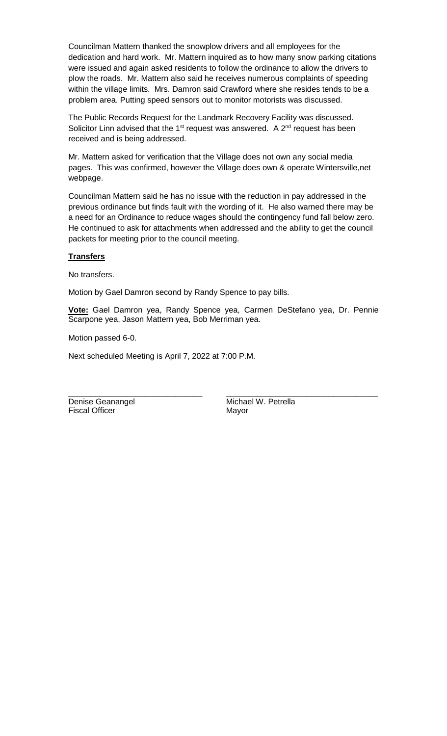Councilman Mattern thanked the snowplow drivers and all employees for the dedication and hard work. Mr. Mattern inquired as to how many snow parking citations were issued and again asked residents to follow the ordinance to allow the drivers to plow the roads. Mr. Mattern also said he receives numerous complaints of speeding within the village limits. Mrs. Damron said Crawford where she resides tends to be a problem area. Putting speed sensors out to monitor motorists was discussed.

The Public Records Request for the Landmark Recovery Facility was discussed. Solicitor Linn advised that the 1st request was answered. A 2nd request has been received and is being addressed.

Mr. Mattern asked for verification that the Village does not own any social media pages. This was confirmed, however the Village does own & operate Wintersville,net webpage.

Councilman Mattern said he has no issue with the reduction in pay addressed in the previous ordinance but finds fault with the wording of it. He also warned there may be a need for an Ordinance to reduce wages should the contingency fund fall below zero. He continued to ask for attachments when addressed and the ability to get the council packets for meeting prior to the council meeting.

**Transfers**

No transfers.

Motion by Gael Damron second by Randy Spence to pay bills.

**Vote:** Gael Damron yea, Randy Spence yea, Carmen DeStefano yea, Dr. Pennie Scarpone yea, Jason Mattern yea, Bob Merriman yea.

Motion passed 6-0.

Next scheduled Meeting is April 7, 2022 at 7:00 P.M.

_____________________________ _____________________________

Denise Geanangel
Fiscal Officer

Michael W. Petrella
Mayor